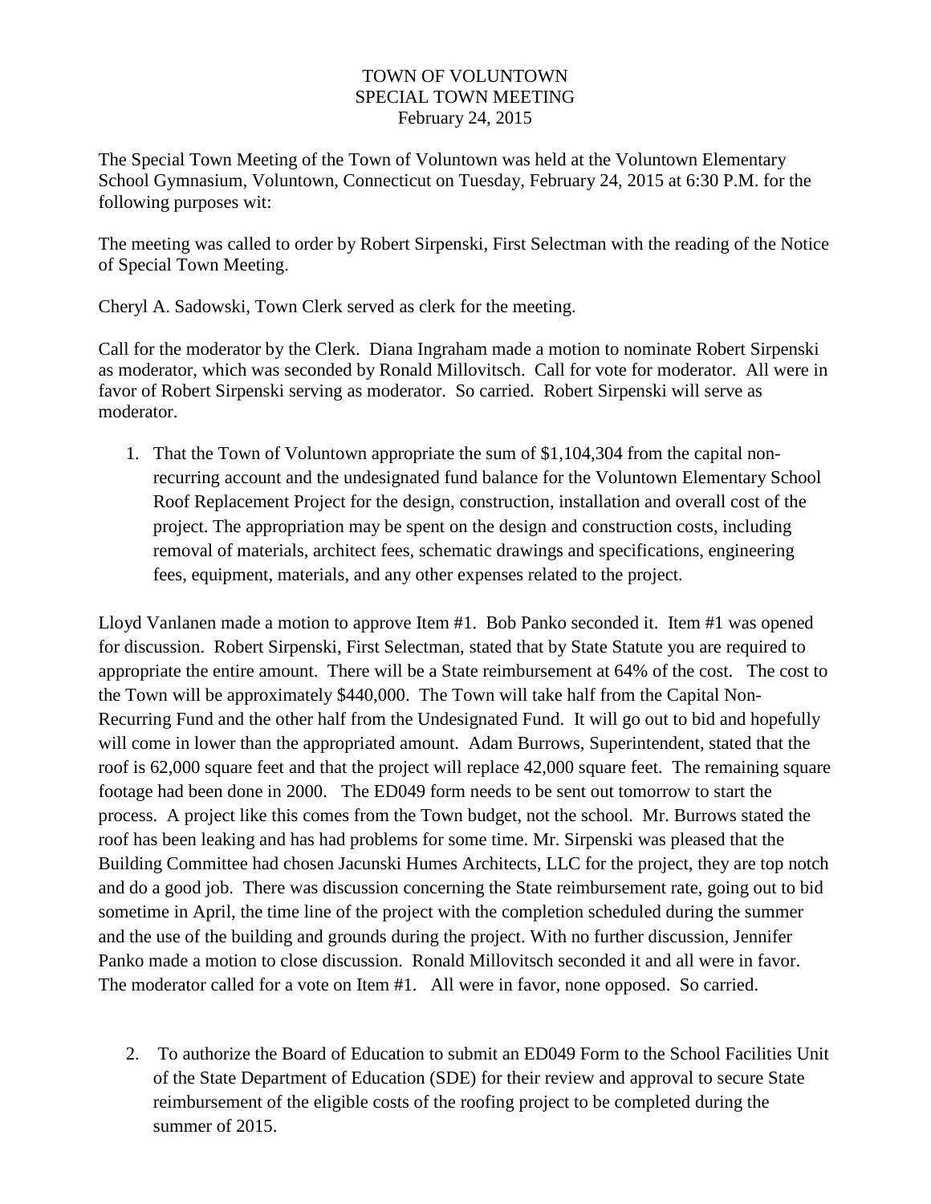# TOWN OF VOLUNTOWN
## SPECIAL TOWN MEETING
### February 24, 2015

The Special Town Meeting of the Town of Voluntown was held at the Voluntown Elementary School Gymnasium, Voluntown, Connecticut on Tuesday, February 24, 2015 at 6:30 P.M. for the following purposes wit:

The meeting was called to order by Robert Sirpenski, First Selectman with the reading of the Notice of Special Town Meeting.

Cheryl A. Sadowski, Town Clerk served as clerk for the meeting.

Call for the moderator by the Clerk. Diana Ingraham made a motion to nominate Robert Sirpenski as moderator, which was seconded by Ronald Millovitsch. Call for vote for moderator. All were in favor of Robert Sirpenski serving as moderator. So carried. Robert Sirpenski will serve as moderator.

1. That the Town of Voluntown appropriate the sum of $1,104,304 from the capital non-recurring account and the undesignated fund balance for the Voluntown Elementary School Roof Replacement Project for the design, construction, installation and overall cost of the project. The appropriation may be spent on the design and construction costs, including removal of materials, architect fees, schematic drawings and specifications, engineering fees, equipment, materials, and any other expenses related to the project.

Lloyd Vanlanen made a motion to approve Item #1. Bob Panko seconded it. Item #1 was opened for discussion. Robert Sirpenski, First Selectman, stated that by State Statute you are required to appropriate the entire amount. There will be a State reimbursement at 64% of the cost. The cost to the Town will be approximately $440,000. The Town will take half from the Capital Non-Recurring Fund and the other half from the Undesignated Fund. It will go out to bid and hopefully will come in lower than the appropriated amount. Adam Burrows, Superintendent, stated that the roof is 62,000 square feet and that the project will replace 42,000 square feet. The remaining square footage had been done in 2000. The ED049 form needs to be sent out tomorrow to start the process. A project like this comes from the Town budget, not the school. Mr. Burrows stated the roof has been leaking and has had problems for some time. Mr. Sirpenski was pleased that the Building Committee had chosen Jacunski Humes Architects, LLC for the project, they are top notch and do a good job. There was discussion concerning the State reimbursement rate, going out to bid sometime in April, the time line of the project with the completion scheduled during the summer and the use of the building and grounds during the project. With no further discussion, Jennifer Panko made a motion to close discussion. Ronald Millovitsch seconded it and all were in favor. The moderator called for a vote on Item #1. All were in favor, none opposed. So carried.

2. To authorize the Board of Education to submit an ED049 Form to the School Facilities Unit of the State Department of Education (SDE) for their review and approval to secure State reimbursement of the eligible costs of the roofing project to be completed during the summer of 2015.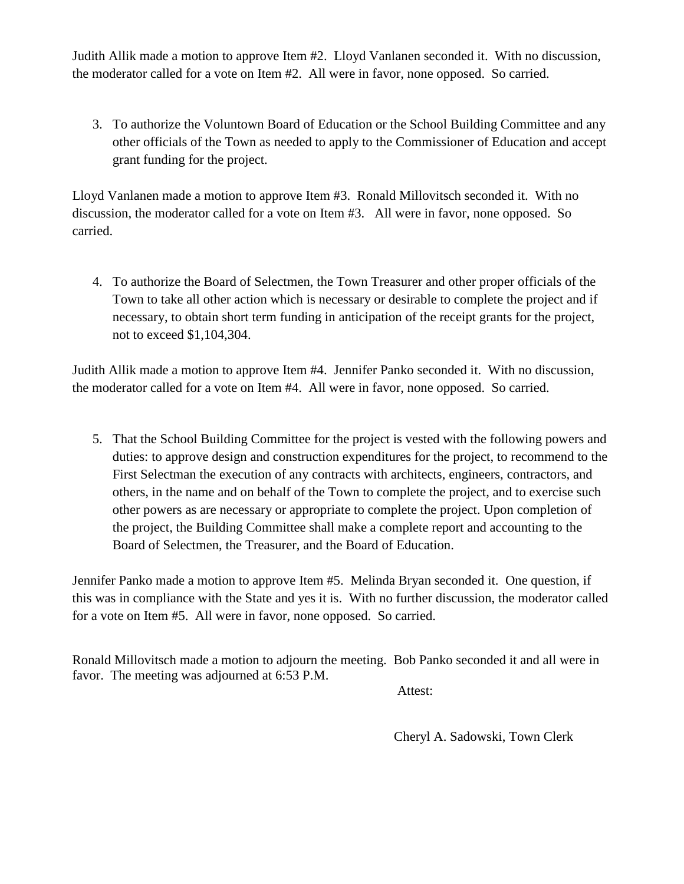Judith Allik made a motion to approve Item #2. Lloyd Vanlanen seconded it. With no discussion, the moderator called for a vote on Item #2. All were in favor, none opposed. So carried.

3. To authorize the Voluntown Board of Education or the School Building Committee and any other officials of the Town as needed to apply to the Commissioner of Education and accept grant funding for the project.

Lloyd Vanlanen made a motion to approve Item #3. Ronald Millovitsch seconded it. With no discussion, the moderator called for a vote on Item #3. All were in favor, none opposed. So carried.

4. To authorize the Board of Selectmen, the Town Treasurer and other proper officials of the Town to take all other action which is necessary or desirable to complete the project and if necessary, to obtain short term funding in anticipation of the receipt grants for the project, not to exceed $1,104,304.

Judith Allik made a motion to approve Item #4. Jennifer Panko seconded it. With no discussion, the moderator called for a vote on Item #4. All were in favor, none opposed. So carried.

5. That the School Building Committee for the project is vested with the following powers and duties: to approve design and construction expenditures for the project, to recommend to the First Selectman the execution of any contracts with architects, engineers, contractors, and others, in the name and on behalf of the Town to complete the project, and to exercise such other powers as are necessary or appropriate to complete the project. Upon completion of the project, the Building Committee shall make a complete report and accounting to the Board of Selectmen, the Treasurer, and the Board of Education.

Jennifer Panko made a motion to approve Item #5. Melinda Bryan seconded it. One question, if this was in compliance with the State and yes it is. With no further discussion, the moderator called for a vote on Item #5. All were in favor, none opposed. So carried.

Ronald Millovitsch made a motion to adjourn the meeting. Bob Panko seconded it and all were in favor. The meeting was adjourned at 6:53 P.M.

Attest:

Cheryl A. Sadowski, Town Clerk